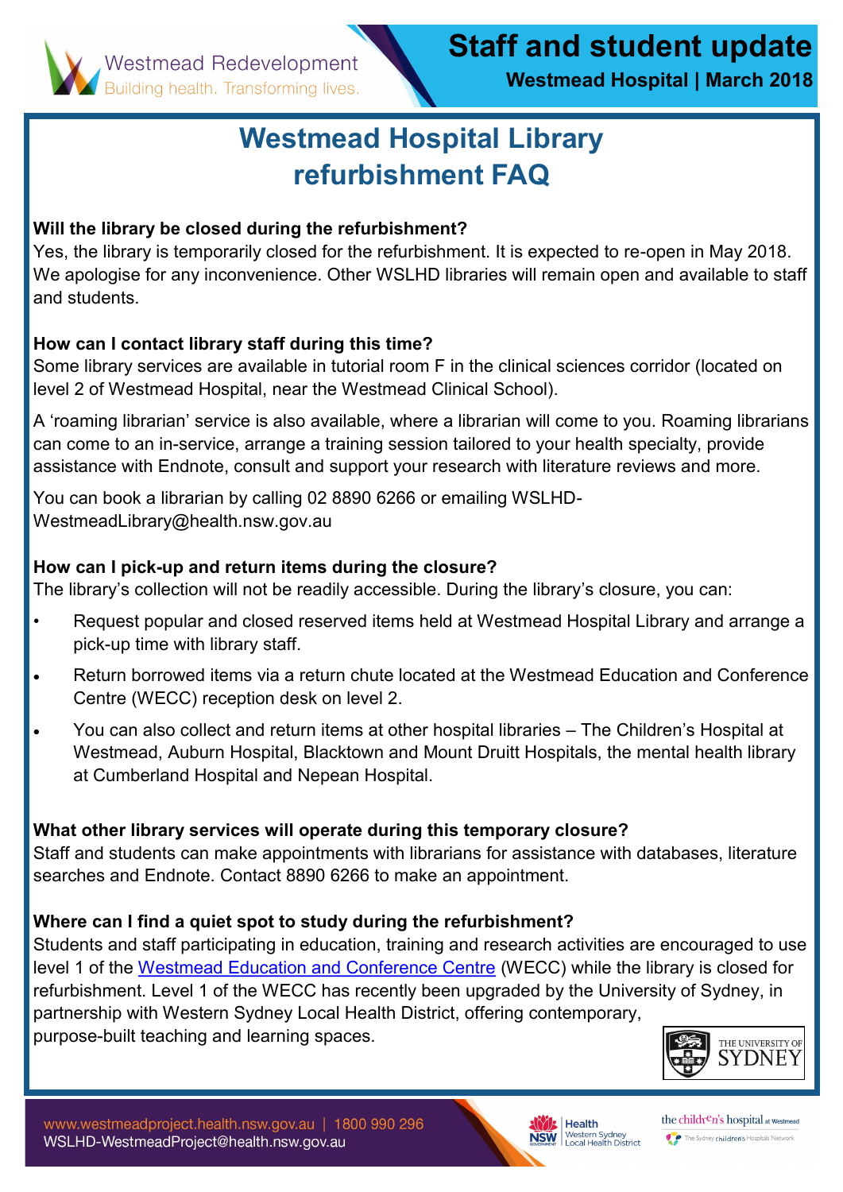Westmead Redevelopment
Building health. Transforming lives.

# Staff and student update

**Westmead Hospital | March 2018**

## Westmead Hospital Library refurbishment FAQ

**Will the library be closed during the refurbishment?**

Yes, the library is temporarily closed for the refurbishment. It is expected to re-open in May 2018. We apologise for any inconvenience. Other WSLHD libraries will remain open and available to staff and students.

**How can I contact library staff during this time?**

Some library services are available in tutorial room F in the clinical sciences corridor (located on level 2 of Westmead Hospital, near the Westmead Clinical School).

A 'roaming librarian' service is also available, where a librarian will come to you. Roaming librarians can come to an in-service, arrange a training session tailored to your health specialty, provide assistance with Endnote, consult and support your research with literature reviews and more.

You can book a librarian by calling 02 8890 6266 or emailing WSLHD-WestmeadLibrary@health.nsw.gov.au

**How can I pick-up and return items during the closure?**

The library's collection will not be readily accessible. During the library's closure, you can:

- Request popular and closed reserved items held at Westmead Hospital Library and arrange a pick-up time with library staff.
- Return borrowed items via a return chute located at the Westmead Education and Conference Centre (WECC) reception desk on level 2.
- You can also collect and return items at other hospital libraries – The Children's Hospital at Westmead, Auburn Hospital, Blacktown and Mount Druitt Hospitals, the mental health library at Cumberland Hospital and Nepean Hospital.

**What other library services will operate during this temporary closure?**

Staff and students can make appointments with librarians for assistance with databases, literature searches and Endnote. Contact 8890 6266 to make an appointment.

**Where can I find a quiet spot to study during the refurbishment?**

Students and staff participating in education, training and research activities are encouraged to use level 1 of the Westmead Education and Conference Centre (WECC) while the library is closed for refurbishment. Level 1 of the WECC has recently been upgraded by the University of Sydney, in partnership with Western Sydney Local Health District, offering contemporary, purpose-built teaching and learning spaces.

www.westmeadproject.health.nsw.gov.au | 1800 990 296
WSLHD-WestmeadProject@health.nsw.gov.au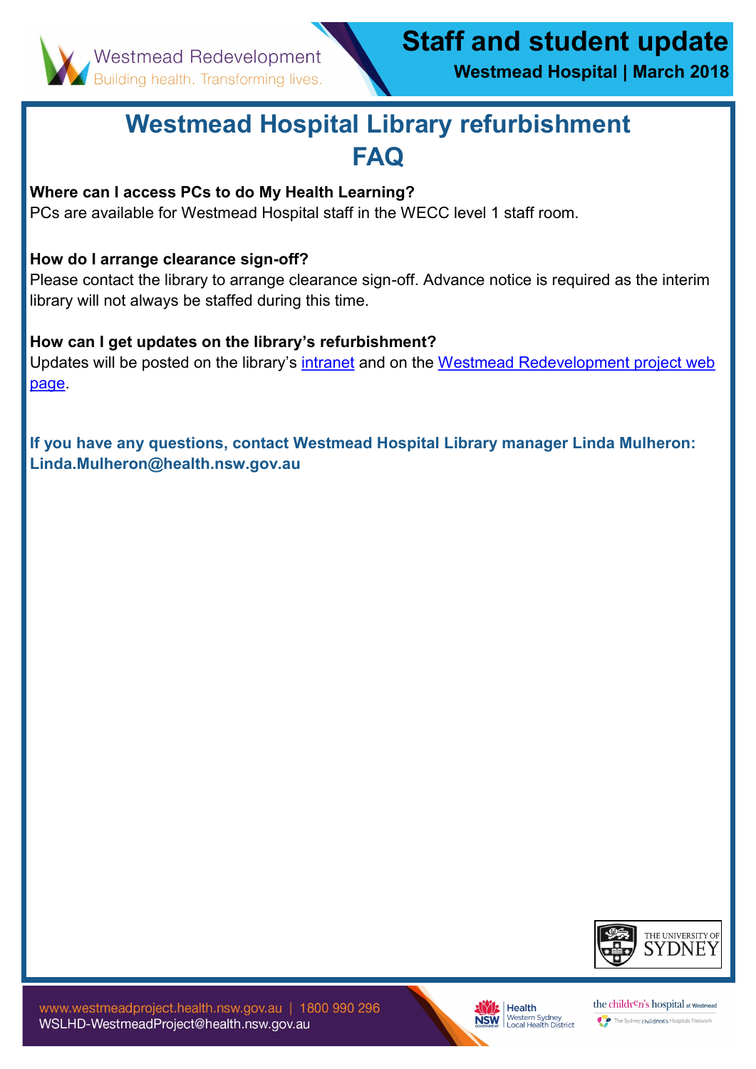# Westmead Hospital Library refurbishment FAQ

**Where can I access PCs to do My Health Learning?**
PCs are available for Westmead Hospital staff in the WECC level 1 staff room.

**How do I arrange clearance sign-off?**
Please contact the library to arrange clearance sign-off. Advance notice is required as the interim library will not always be staffed during this time.

**How can I get updates on the library's refurbishment?**
Updates will be posted on the library's intranet and on the Westmead Redevelopment project web page.

**If you have any questions, contact Westmead Hospital Library manager Linda Mulheron: Linda.Mulheron@health.nsw.gov.au**